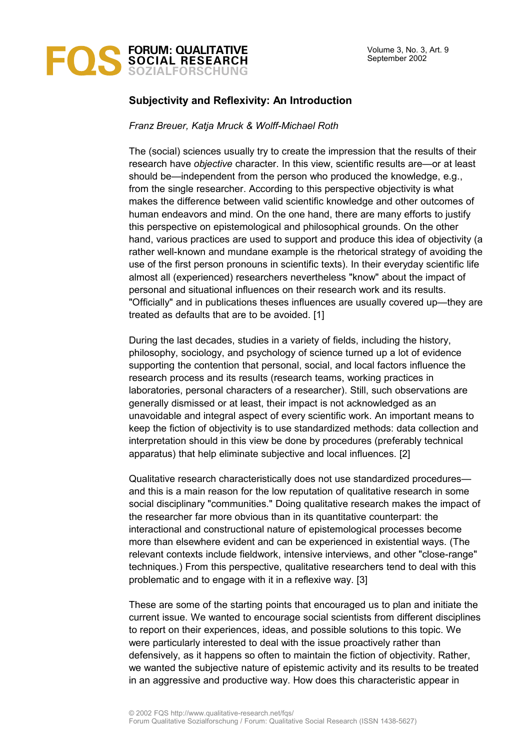# Subjectivity and Reflexivity: An Introduction

*Franz Breuer, Katja Mruck & Wolff-Michael Roth*

The (social) sciences usually try to create the impression that the results of their research have *objective* character. In this view, scientific results are—or at least should be—independent from the person who produced the knowledge, e.g., from the single researcher. According to this perspective objectivity is what makes the difference between valid scientific knowledge and other outcomes of human endeavors and mind. On the one hand, there are many efforts to justify this perspective on epistemological and philosophical grounds. On the other hand, various practices are used to support and produce this idea of objectivity (a rather well-known and mundane example is the rhetorical strategy of avoiding the use of the first person pronouns in scientific texts). In their everyday scientific life almost all (experienced) researchers nevertheless "know" about the impact of personal and situational influences on their research work and its results. "Officially" and in publications theses influences are usually covered up—they are treated as defaults that are to be avoided. [1]

During the last decades, studies in a variety of fields, including the history, philosophy, sociology, and psychology of science turned up a lot of evidence supporting the contention that personal, social, and local factors influence the research process and its results (research teams, working practices in laboratories, personal characters of a researcher). Still, such observations are generally dismissed or at least, their impact is not acknowledged as an unavoidable and integral aspect of every scientific work. An important means to keep the fiction of objectivity is to use standardized methods: data collection and interpretation should in this view be done by procedures (preferably technical apparatus) that help eliminate subjective and local influences. [2]

Qualitative research characteristically does not use standardized procedures—and this is a main reason for the low reputation of qualitative research in some social disciplinary "communities." Doing qualitative research makes the impact of the researcher far more obvious than in its quantitative counterpart: the interactional and constructional nature of epistemological processes become more than elsewhere evident and can be experienced in existential ways. (The relevant contexts include fieldwork, intensive interviews, and other "close-range" techniques.) From this perspective, qualitative researchers tend to deal with this problematic and to engage with it in a reflexive way. [3]

These are some of the starting points that encouraged us to plan and initiate the current issue. We wanted to encourage social scientists from different disciplines to report on their experiences, ideas, and possible solutions to this topic. We were particularly interested to deal with the issue proactively rather than defensively, as it happens so often to maintain the fiction of objectivity. Rather, we wanted the subjective nature of epistemic activity and its results to be treated in an aggressive and productive way. How does this characteristic appear in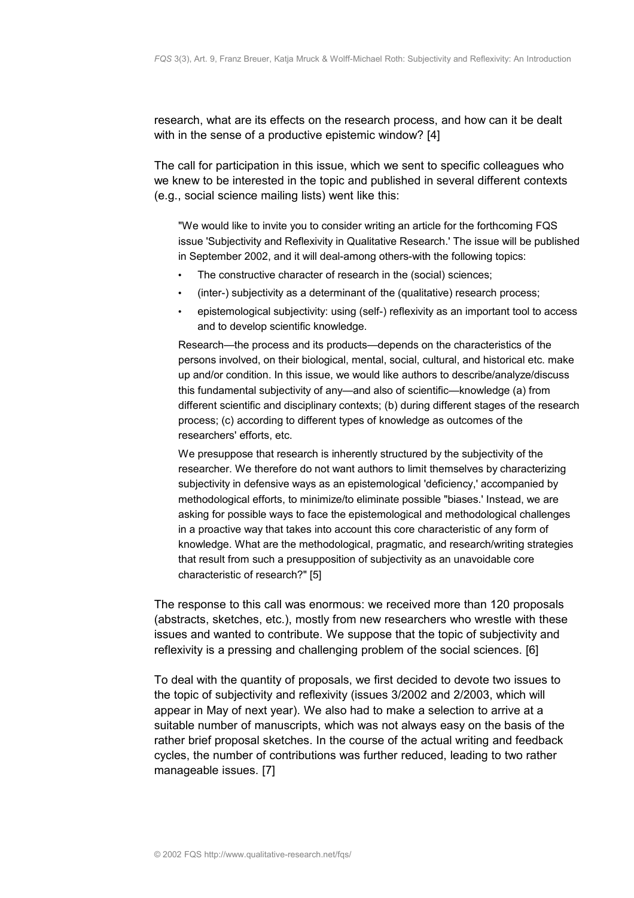research, what are its effects on the research process, and how can it be dealt with in the sense of a productive epistemic window? [4]

The call for participation in this issue, which we sent to specific colleagues who we knew to be interested in the topic and published in several different contexts (e.g., social science mailing lists) went like this:

> "We would like to invite you to consider writing an article for the forthcoming FQS issue 'Subjectivity and Reflexivity in Qualitative Research.' The issue will be published in September 2002, and it will deal-among others-with the following topics:
>
> - The constructive character of research in the (social) sciences;
> - (inter-) subjectivity as a determinant of the (qualitative) research process;
> - epistemological subjectivity: using (self-) reflexivity as an important tool to access and to develop scientific knowledge.
>
> Research—the process and its products—depends on the characteristics of the persons involved, on their biological, mental, social, cultural, and historical etc. make up and/or condition. In this issue, we would like authors to describe/analyze/discuss this fundamental subjectivity of any—and also of scientific—knowledge (a) from different scientific and disciplinary contexts; (b) during different stages of the research process; (c) according to different types of knowledge as outcomes of the researchers' efforts, etc.
>
> We presuppose that research is inherently structured by the subjectivity of the researcher. We therefore do not want authors to limit themselves by characterizing subjectivity in defensive ways as an epistemological 'deficiency,' accompanied by methodological efforts, to minimize/to eliminate possible "biases.' Instead, we are asking for possible ways to face the epistemological and methodological challenges in a proactive way that takes into account this core characteristic of any form of knowledge. What are the methodological, pragmatic, and research/writing strategies that result from such a presupposition of subjectivity as an unavoidable core characteristic of research?" [5]

The response to this call was enormous: we received more than 120 proposals (abstracts, sketches, etc.), mostly from new researchers who wrestle with these issues and wanted to contribute. We suppose that the topic of subjectivity and reflexivity is a pressing and challenging problem of the social sciences. [6]

To deal with the quantity of proposals, we first decided to devote two issues to the topic of subjectivity and reflexivity (issues 3/2002 and 2/2003, which will appear in May of next year). We also had to make a selection to arrive at a suitable number of manuscripts, which was not always easy on the basis of the rather brief proposal sketches. In the course of the actual writing and feedback cycles, the number of contributions was further reduced, leading to two rather manageable issues. [7]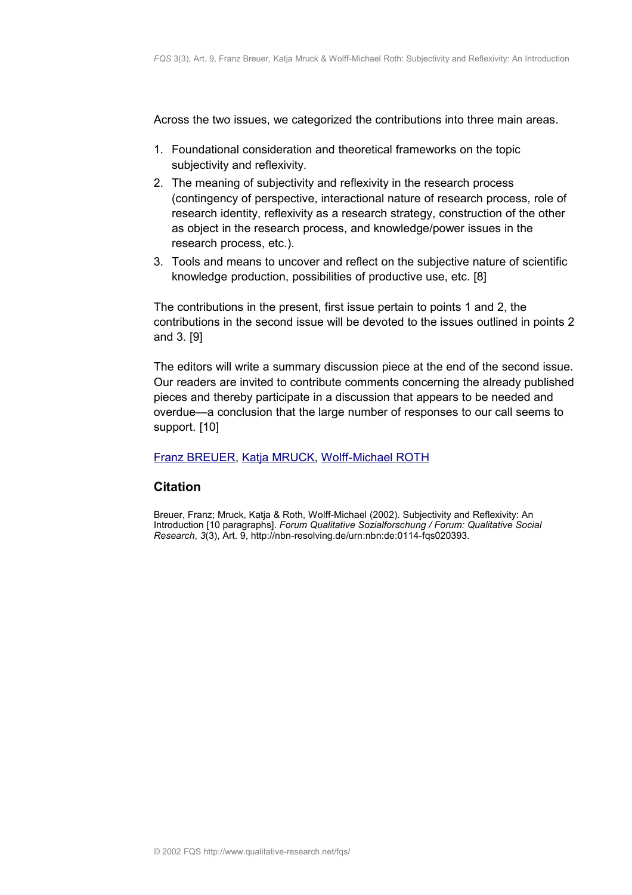Across the two issues, we categorized the contributions into three main areas.

1. Foundational consideration and theoretical frameworks on the topic subjectivity and reflexivity.
2. The meaning of subjectivity and reflexivity in the research process (contingency of perspective, interactional nature of research process, role of research identity, reflexivity as a research strategy, construction of the other as object in the research process, and knowledge/power issues in the research process, etc.).
3. Tools and means to uncover and reflect on the subjective nature of scientific knowledge production, possibilities of productive use, etc. [8]

The contributions in the present, first issue pertain to points 1 and 2, the contributions in the second issue will be devoted to the issues outlined in points 2 and 3. [9]

The editors will write a summary discussion piece at the end of the second issue. Our readers are invited to contribute comments concerning the already published pieces and thereby participate in a discussion that appears to be needed and overdue—a conclusion that the large number of responses to our call seems to support. [10]

Franz BREUER, Katja MRUCK, Wolff-Michael ROTH

## Citation

Breuer, Franz; Mruck, Katja & Roth, Wolff-Michael (2002). Subjectivity and Reflexivity: An Introduction [10 paragraphs]. *Forum Qualitative Sozialforschung / Forum: Qualitative Social Research*, *3*(3), Art. 9, http://nbn-resolving.de/urn:nbn:de:0114-fqs020393.